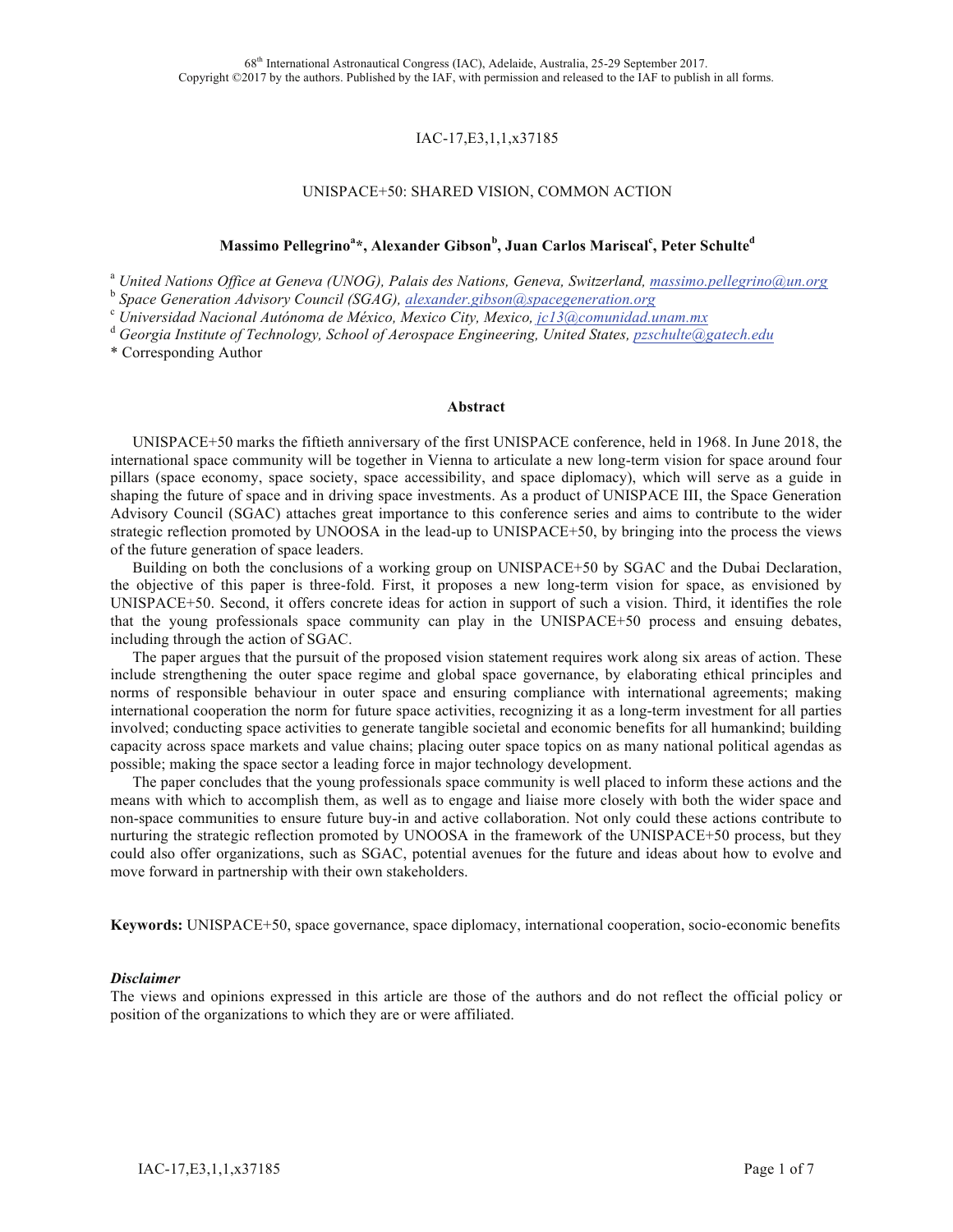IAC-17,E3,1,1,x37185

# UNISPACE+50: SHARED VISION, COMMON ACTION

**Massimo Pellegrino[a]*, Alexander Gibson[b], Juan Carlos Mariscal[c], Peter Schulte[d]**

[a] *United Nations Office at Geneva (UNOG), Palais des Nations, Geneva, Switzerland,* massimo.pellegrino@un.org
[b] *Space Generation Advisory Council (SGAG),* alexander.gibson@spacegeneration.org
[c] *Universidad Nacional Autónoma de México, Mexico City, Mexico,* jc13@comunidad.unam.mx
[d] *Georgia Institute of Technology, School of Aerospace Engineering, United States,* pzschulte@gatech.edu
\* Corresponding Author

## Abstract

UNISPACE+50 marks the fiftieth anniversary of the first UNISPACE conference, held in 1968. In June 2018, the international space community will be together in Vienna to articulate a new long-term vision for space around four pillars (space economy, space society, space accessibility, and space diplomacy), which will serve as a guide in shaping the future of space and in driving space investments. As a product of UNISPACE III, the Space Generation Advisory Council (SGAC) attaches great importance to this conference series and aims to contribute to the wider strategic reflection promoted by UNOOSA in the lead-up to UNISPACE+50, by bringing into the process the views of the future generation of space leaders.

Building on both the conclusions of a working group on UNISPACE+50 by SGAC and the Dubai Declaration, the objective of this paper is three-fold. First, it proposes a new long-term vision for space, as envisioned by UNISPACE+50. Second, it offers concrete ideas for action in support of such a vision. Third, it identifies the role that the young professionals space community can play in the UNISPACE+50 process and ensuing debates, including through the action of SGAC.

The paper argues that the pursuit of the proposed vision statement requires work along six areas of action. These include strengthening the outer space regime and global space governance, by elaborating ethical principles and norms of responsible behaviour in outer space and ensuring compliance with international agreements; making international cooperation the norm for future space activities, recognizing it as a long-term investment for all parties involved; conducting space activities to generate tangible societal and economic benefits for all humankind; building capacity across space markets and value chains; placing outer space topics on as many national political agendas as possible; making the space sector a leading force in major technology development.

The paper concludes that the young professionals space community is well placed to inform these actions and the means with which to accomplish them, as well as to engage and liaise more closely with both the wider space and non-space communities to ensure future buy-in and active collaboration. Not only could these actions contribute to nurturing the strategic reflection promoted by UNOOSA in the framework of the UNISPACE+50 process, but they could also offer organizations, such as SGAC, potential avenues for the future and ideas about how to evolve and move forward in partnership with their own stakeholders.

**Keywords:** UNISPACE+50, space governance, space diplomacy, international cooperation, socio-economic benefits

***Disclaimer***

The views and opinions expressed in this article are those of the authors and do not reflect the official policy or position of the organizations to which they are or were affiliated.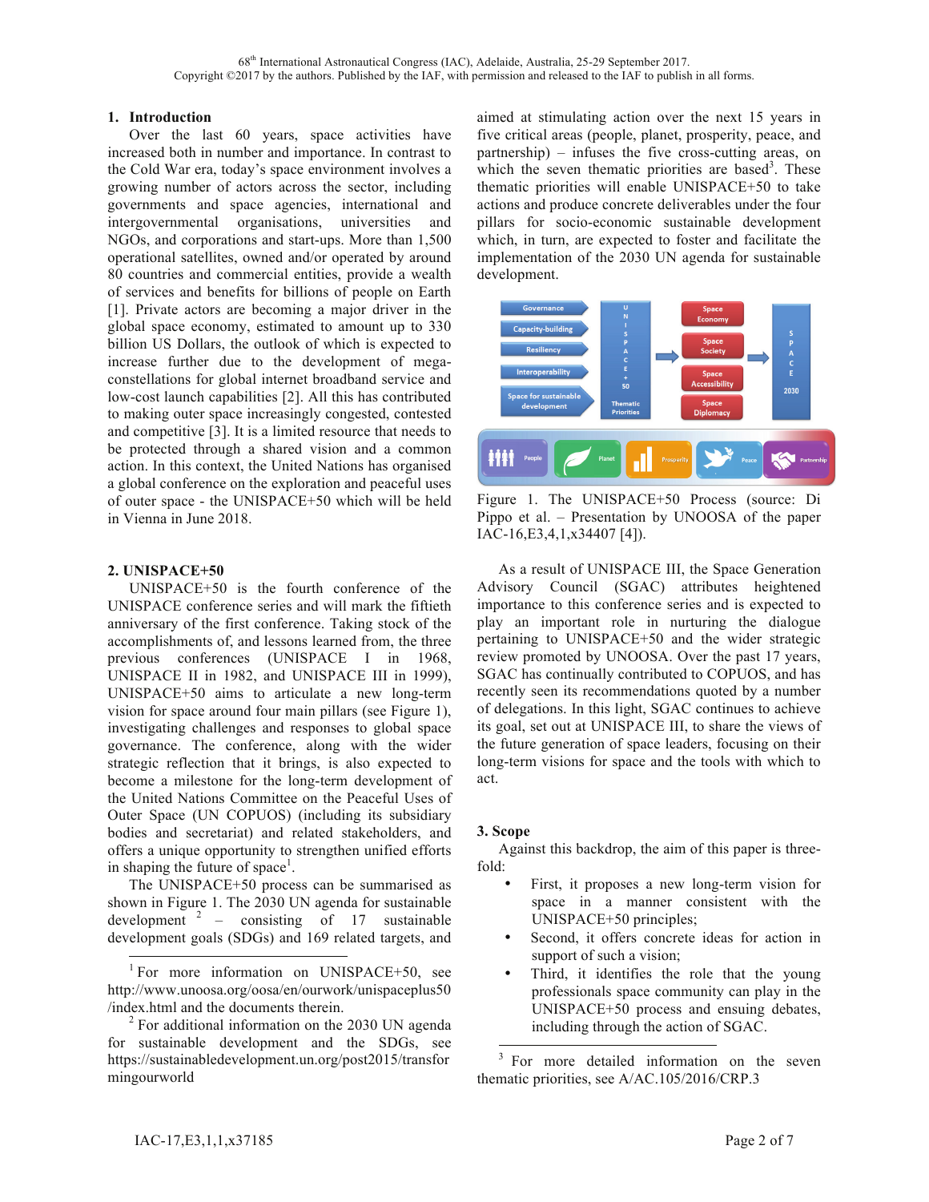## 1. Introduction

Over the last 60 years, space activities have increased both in number and importance. In contrast to the Cold War era, today's space environment involves a growing number of actors across the sector, including governments and space agencies, international and intergovernmental organisations, universities and NGOs, and corporations and start-ups. More than 1,500 operational satellites, owned and/or operated by around 80 countries and commercial entities, provide a wealth of services and benefits for billions of people on Earth [1]. Private actors are becoming a major driver in the global space economy, estimated to amount up to 330 billion US Dollars, the outlook of which is expected to increase further due to the development of mega-constellations for global internet broadband service and low-cost launch capabilities [2]. All this has contributed to making outer space increasingly congested, contested and competitive [3]. It is a limited resource that needs to be protected through a shared vision and a common action. In this context, the United Nations has organised a global conference on the exploration and peaceful uses of outer space - the UNISPACE+50 which will be held in Vienna in June 2018.

## 2. UNISPACE+50

UNISPACE+50 is the fourth conference of the UNISPACE conference series and will mark the fiftieth anniversary of the first conference. Taking stock of the accomplishments of, and lessons learned from, the three previous conferences (UNISPACE I in 1968, UNISPACE II in 1982, and UNISPACE III in 1999), UNISPACE+50 aims to articulate a new long-term vision for space around four main pillars (see Figure 1), investigating challenges and responses to global space governance. The conference, along with the wider strategic reflection that it brings, is also expected to become a milestone for the long-term development of the United Nations Committee on the Peaceful Uses of Outer Space (UN COPUOS) (including its subsidiary bodies and secretariat) and related stakeholders, and offers a unique opportunity to strengthen unified efforts in shaping the future of space[1].

The UNISPACE+50 process can be summarised as shown in Figure 1. The 2030 UN agenda for sustainable development [2] – consisting of 17 sustainable development goals (SDGs) and 169 related targets, and aimed at stimulating action over the next 15 years in five critical areas (people, planet, prosperity, peace, and partnership) – infuses the five cross-cutting areas, on which the seven thematic priorities are based[3]. These thematic priorities will enable UNISPACE+50 to take actions and produce concrete deliverables under the four pillars for socio-economic sustainable development which, in turn, are expected to foster and facilitate the implementation of the 2030 UN agenda for sustainable development.

Figure 1. The UNISPACE+50 Process (source: Di Pippo et al. – Presentation by UNOOSA of the paper IAC-16,E3,4,1,x34407 [4]).

As a result of UNISPACE III, the Space Generation Advisory Council (SGAC) attributes heightened importance to this conference series and is expected to play an important role in nurturing the dialogue pertaining to UNISPACE+50 and the wider strategic review promoted by UNOOSA. Over the past 17 years, SGAC has continually contributed to COPUOS, and has recently seen its recommendations quoted by a number of delegations. In this light, SGAC continues to achieve its goal, set out at UNISPACE III, to share the views of the future generation of space leaders, focusing on their long-term visions for space and the tools with which to act.

## 3. Scope

Against this backdrop, the aim of this paper is three-fold:

- First, it proposes a new long-term vision for space in a manner consistent with the UNISPACE+50 principles;
- Second, it offers concrete ideas for action in support of such a vision;
- Third, it identifies the role that the young professionals space community can play in the UNISPACE+50 process and ensuing debates, including through the action of SGAC.

---

[1] For more information on UNISPACE+50, see http://www.unoosa.org/oosa/en/ourwork/unispaceplus50/index.html and the documents therein.

[2] For additional information on the 2030 UN agenda for sustainable development and the SDGs, see https://sustainabledevelopment.un.org/post2015/transformingourworld

[3] For more detailed information on the seven thematic priorities, see A/AC.105/2016/CRP.3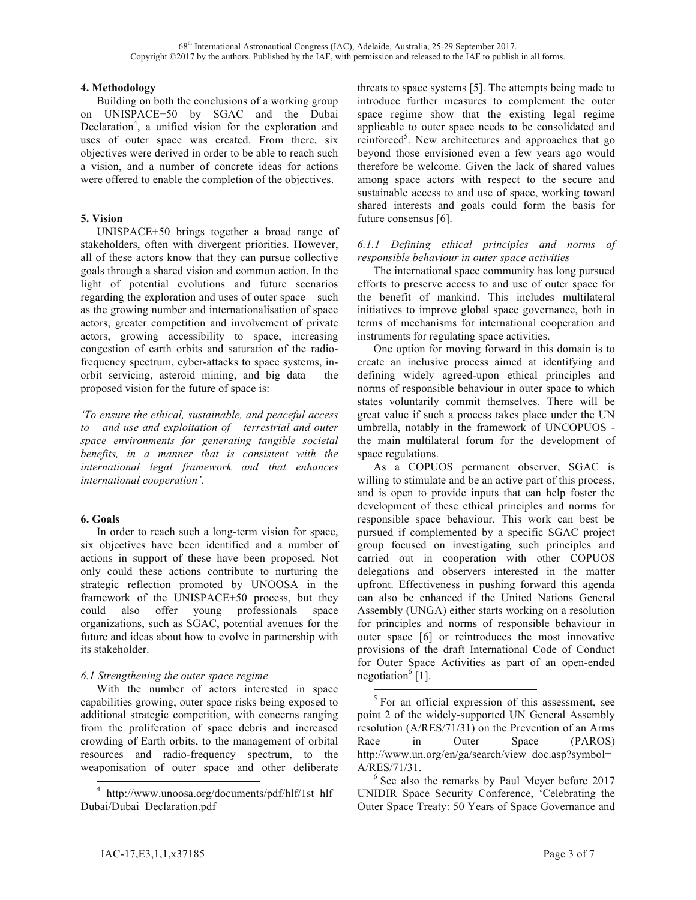## 4. Methodology

Building on both the conclusions of a working group on UNISPACE+50 by SGAC and the Dubai Declaration[4], a unified vision for the exploration and uses of outer space was created. From there, six objectives were derived in order to be able to reach such a vision, and a number of concrete ideas for actions were offered to enable the completion of the objectives.

## 5. Vision

UNISPACE+50 brings together a broad range of stakeholders, often with divergent priorities. However, all of these actors know that they can pursue collective goals through a shared vision and common action. In the light of potential evolutions and future scenarios regarding the exploration and uses of outer space – such as the growing number and internationalisation of space actors, greater competition and involvement of private actors, growing accessibility to space, increasing congestion of earth orbits and saturation of the radio-frequency spectrum, cyber-attacks to space systems, in-orbit servicing, asteroid mining, and big data – the proposed vision for the future of space is:

*'To ensure the ethical, sustainable, and peaceful access to – and use and exploitation of – terrestrial and outer space environments for generating tangible societal benefits, in a manner that is consistent with the international legal framework and that enhances international cooperation'.*

## 6. Goals

In order to reach such a long-term vision for space, six objectives have been identified and a number of actions in support of these have been proposed. Not only could these actions contribute to nurturing the strategic reflection promoted by UNOOSA in the framework of the UNISPACE+50 process, but they could also offer young professionals space organizations, such as SGAC, potential avenues for the future and ideas about how to evolve in partnership with its stakeholder.

### *6.1 Strengthening the outer space regime*

With the number of actors interested in space capabilities growing, outer space risks being exposed to additional strategic competition, with concerns ranging from the proliferation of space debris and increased crowding of Earth orbits, to the management of orbital resources and radio-frequency spectrum, to the weaponisation of outer space and other deliberate threats to space systems [5]. The attempts being made to introduce further measures to complement the outer space regime show that the existing legal regime applicable to outer space needs to be consolidated and reinforced[5]. New architectures and approaches that go beyond those envisioned even a few years ago would therefore be welcome. Given the lack of shared values among space actors with respect to the secure and sustainable access to and use of space, working toward shared interests and goals could form the basis for future consensus [6].

#### *6.1.1 Defining ethical principles and norms of responsible behaviour in outer space activities*

The international space community has long pursued efforts to preserve access to and use of outer space for the benefit of mankind. This includes multilateral initiatives to improve global space governance, both in terms of mechanisms for international cooperation and instruments for regulating space activities.

One option for moving forward in this domain is to create an inclusive process aimed at identifying and defining widely agreed-upon ethical principles and norms of responsible behaviour in outer space to which states voluntarily commit themselves. There will be great value if such a process takes place under the UN umbrella, notably in the framework of UNCOPUOS - the main multilateral forum for the development of space regulations.

As a COPUOS permanent observer, SGAC is willing to stimulate and be an active part of this process, and is open to provide inputs that can help foster the development of these ethical principles and norms for responsible space behaviour. This work can best be pursued if complemented by a specific SGAC project group focused on investigating such principles and carried out in cooperation with other COPUOS delegations and observers interested in the matter upfront. Effectiveness in pushing forward this agenda can also be enhanced if the United Nations General Assembly (UNGA) either starts working on a resolution for principles and norms of responsible behaviour in outer space [6] or reintroduces the most innovative provisions of the draft International Code of Conduct for Outer Space Activities as part of an open-ended negotiation[6] [1].

---

[4] http://www.unoosa.org/documents/pdf/hlf/1st_hlf_Dubai/Dubai_Declaration.pdf

[5] For an official expression of this assessment, see point 2 of the widely-supported UN General Assembly resolution (A/RES/71/31) on the Prevention of an Arms Race in Outer Space (PAROS) http://www.un.org/en/ga/search/view_doc.asp?symbol=A/RES/71/31.

[6] See also the remarks by Paul Meyer before 2017 UNIDIR Space Security Conference, 'Celebrating the Outer Space Treaty: 50 Years of Space Governance and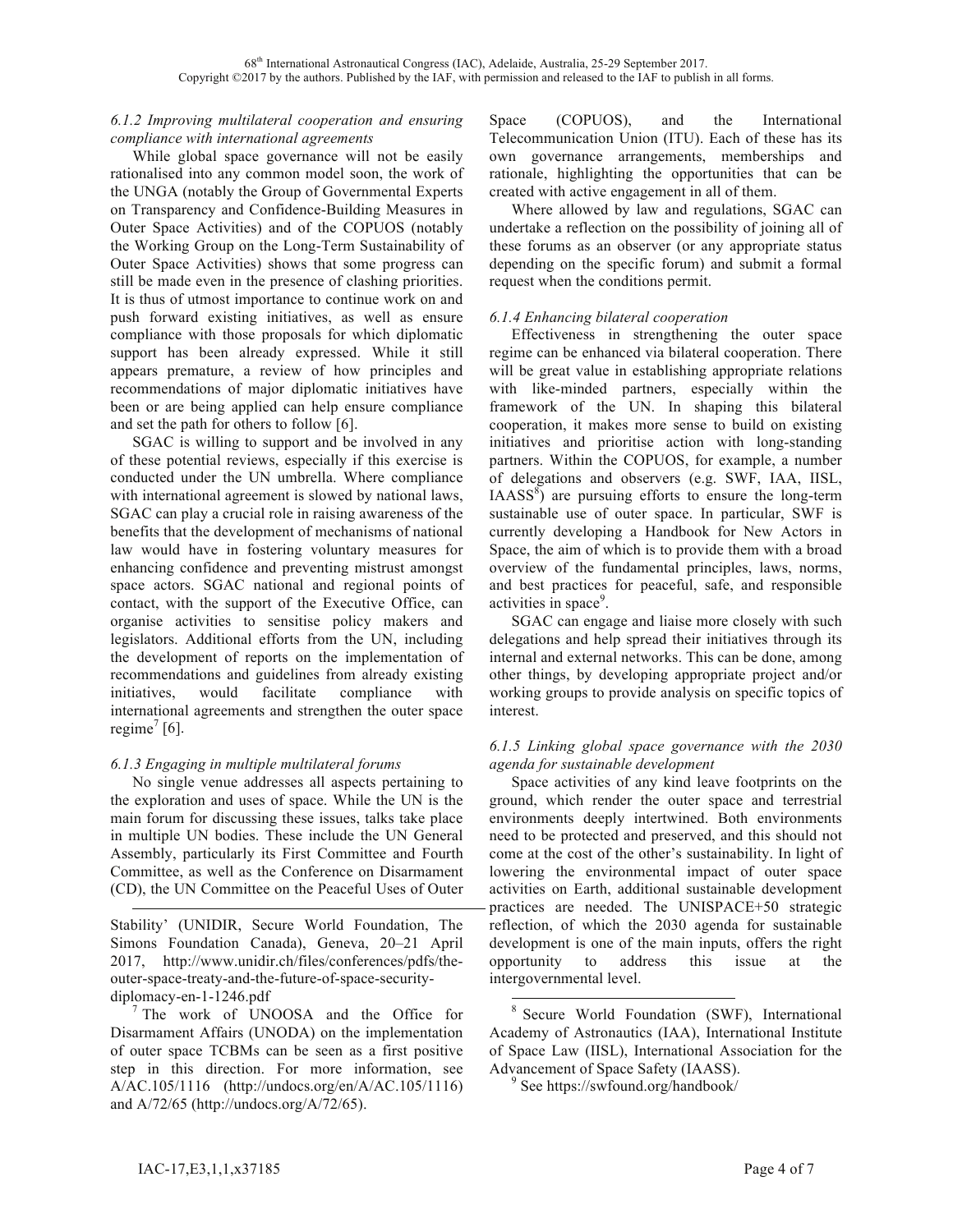*6.1.2 Improving multilateral cooperation and ensuring compliance with international agreements*

While global space governance will not be easily rationalised into any common model soon, the work of the UNGA (notably the Group of Governmental Experts on Transparency and Confidence-Building Measures in Outer Space Activities) and of the COPUOS (notably the Working Group on the Long-Term Sustainability of Outer Space Activities) shows that some progress can still be made even in the presence of clashing priorities. It is thus of utmost importance to continue work on and push forward existing initiatives, as well as ensure compliance with those proposals for which diplomatic support has been already expressed. While it still appears premature, a review of how principles and recommendations of major diplomatic initiatives have been or are being applied can help ensure compliance and set the path for others to follow [6].

SGAC is willing to support and be involved in any of these potential reviews, especially if this exercise is conducted under the UN umbrella. Where compliance with international agreement is slowed by national laws, SGAC can play a crucial role in raising awareness of the benefits that the development of mechanisms of national law would have in fostering voluntary measures for enhancing confidence and preventing mistrust amongst space actors. SGAC national and regional points of contact, with the support of the Executive Office, can organise activities to sensitise policy makers and legislators. Additional efforts from the UN, including the development of reports on the implementation of recommendations and guidelines from already existing initiatives, would facilitate compliance with international agreements and strengthen the outer space regime[7] [6].

*6.1.3 Engaging in multiple multilateral forums*

No single venue addresses all aspects pertaining to the exploration and uses of space. While the UN is the main forum for discussing these issues, talks take place in multiple UN bodies. These include the UN General Assembly, particularly its First Committee and Fourth Committee, as well as the Conference on Disarmament (CD), the UN Committee on the Peaceful Uses of Outer Space (COPUOS), and the International Telecommunication Union (ITU). Each of these has its own governance arrangements, memberships and rationale, highlighting the opportunities that can be created with active engagement in all of them.

Where allowed by law and regulations, SGAC can undertake a reflection on the possibility of joining all of these forums as an observer (or any appropriate status depending on the specific forum) and submit a formal request when the conditions permit.

*6.1.4 Enhancing bilateral cooperation*

Effectiveness in strengthening the outer space regime can be enhanced via bilateral cooperation. There will be great value in establishing appropriate relations with like-minded partners, especially within the framework of the UN. In shaping this bilateral cooperation, it makes more sense to build on existing initiatives and prioritise action with long-standing partners. Within the COPUOS, for example, a number of delegations and observers (e.g. SWF, IAA, IISL, IAASS[8]) are pursuing efforts to ensure the long-term sustainable use of outer space. In particular, SWF is currently developing a Handbook for New Actors in Space, the aim of which is to provide them with a broad overview of the fundamental principles, laws, norms, and best practices for peaceful, safe, and responsible activities in space[9].

SGAC can engage and liaise more closely with such delegations and help spread their initiatives through its internal and external networks. This can be done, among other things, by developing appropriate project and/or working groups to provide analysis on specific topics of interest.

*6.1.5 Linking global space governance with the 2030 agenda for sustainable development*

Space activities of any kind leave footprints on the ground, which render the outer space and terrestrial environments deeply intertwined. Both environments need to be protected and preserved, and this should not come at the cost of the other's sustainability. In light of lowering the environmental impact of outer space activities on Earth, additional sustainable development practices are needed. The UNISPACE+50 strategic reflection, of which the 2030 agenda for sustainable development is one of the main inputs, offers the right opportunity to address this issue at the intergovernmental level.

---

Stability' (UNIDIR, Secure World Foundation, The Simons Foundation Canada), Geneva, 20–21 April 2017, http://www.unidir.ch/files/conferences/pdfs/the-outer-space-treaty-and-the-future-of-space-security-diplomacy-en-1-1246.pdf

[7] The work of UNOOSA and the Office for Disarmament Affairs (UNODA) on the implementation of outer space TCBMs can be seen as a first positive step in this direction. For more information, see A/AC.105/1116 (http://undocs.org/en/A/AC.105/1116) and A/72/65 (http://undocs.org/A/72/65).

[8] Secure World Foundation (SWF), International Academy of Astronautics (IAA), International Institute of Space Law (IISL), International Association for the Advancement of Space Safety (IAASS).

[9] See https://swfound.org/handbook/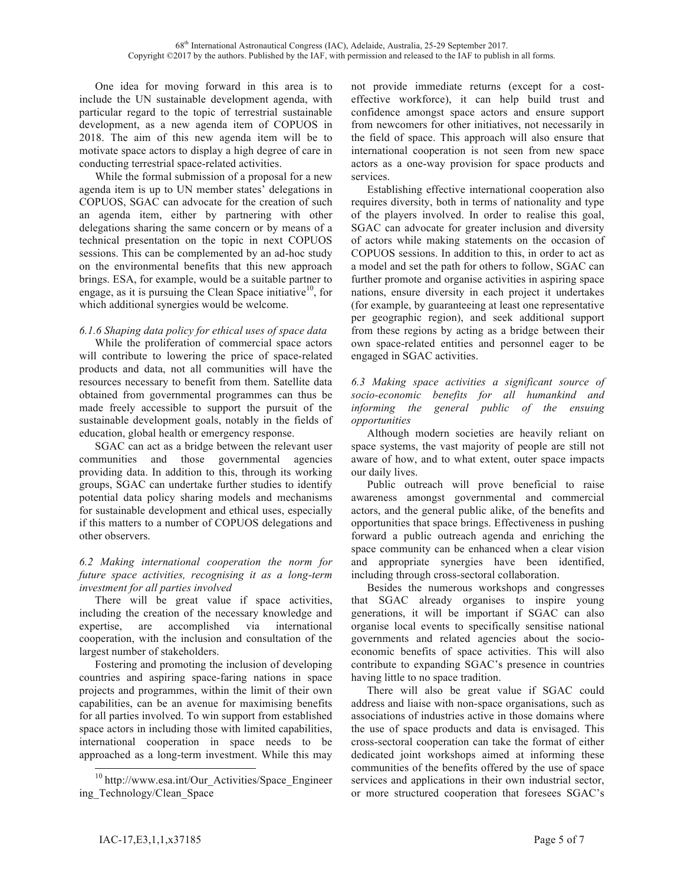One idea for moving forward in this area is to include the UN sustainable development agenda, with particular regard to the topic of terrestrial sustainable development, as a new agenda item of COPUOS in 2018. The aim of this new agenda item will be to motivate space actors to display a high degree of care in conducting terrestrial space-related activities.

While the formal submission of a proposal for a new agenda item is up to UN member states' delegations in COPUOS, SGAC can advocate for the creation of such an agenda item, either by partnering with other delegations sharing the same concern or by means of a technical presentation on the topic in next COPUOS sessions. This can be complemented by an ad-hoc study on the environmental benefits that this new approach brings. ESA, for example, would be a suitable partner to engage, as it is pursuing the Clean Space initiative[10], for which additional synergies would be welcome.

*6.1.6 Shaping data policy for ethical uses of space data*

While the proliferation of commercial space actors will contribute to lowering the price of space-related products and data, not all communities will have the resources necessary to benefit from them. Satellite data obtained from governmental programmes can thus be made freely accessible to support the pursuit of the sustainable development goals, notably in the fields of education, global health or emergency response.

SGAC can act as a bridge between the relevant user communities and those governmental agencies providing data. In addition to this, through its working groups, SGAC can undertake further studies to identify potential data policy sharing models and mechanisms for sustainable development and ethical uses, especially if this matters to a number of COPUOS delegations and other observers.

*6.2 Making international cooperation the norm for future space activities, recognising it as a long-term investment for all parties involved*

There will be great value if space activities, including the creation of the necessary knowledge and expertise, are accomplished via international cooperation, with the inclusion and consultation of the largest number of stakeholders.

Fostering and promoting the inclusion of developing countries and aspiring space-faring nations in space projects and programmes, within the limit of their own capabilities, can be an avenue for maximising benefits for all parties involved. To win support from established space actors in including those with limited capabilities, international cooperation in space needs to be approached as a long-term investment. While this may not provide immediate returns (except for a cost-effective workforce), it can help build trust and confidence amongst space actors and ensure support from newcomers for other initiatives, not necessarily in the field of space. This approach will also ensure that international cooperation is not seen from new space actors as a one-way provision for space products and services.

Establishing effective international cooperation also requires diversity, both in terms of nationality and type of the players involved. In order to realise this goal, SGAC can advocate for greater inclusion and diversity of actors while making statements on the occasion of COPUOS sessions. In addition to this, in order to act as a model and set the path for others to follow, SGAC can further promote and organise activities in aspiring space nations, ensure diversity in each project it undertakes (for example, by guaranteeing at least one representative per geographic region), and seek additional support from these regions by acting as a bridge between their own space-related entities and personnel eager to be engaged in SGAC activities.

*6.3 Making space activities a significant source of socio-economic benefits for all humankind and informing the general public of the ensuing opportunities*

Although modern societies are heavily reliant on space systems, the vast majority of people are still not aware of how, and to what extent, outer space impacts our daily lives.

Public outreach will prove beneficial to raise awareness amongst governmental and commercial actors, and the general public alike, of the benefits and opportunities that space brings. Effectiveness in pushing forward a public outreach agenda and enriching the space community can be enhanced when a clear vision and appropriate synergies have been identified, including through cross-sectoral collaboration.

Besides the numerous workshops and congresses that SGAC already organises to inspire young generations, it will be important if SGAC can also organise local events to specifically sensitise national governments and related agencies about the socio-economic benefits of space activities. This will also contribute to expanding SGAC's presence in countries having little to no space tradition.

There will also be great value if SGAC could address and liaise with non-space organisations, such as associations of industries active in those domains where the use of space products and data is envisaged. This cross-sectoral cooperation can take the format of either dedicated joint workshops aimed at informing these communities of the benefits offered by the use of space services and applications in their own industrial sector, or more structured cooperation that foresees SGAC's

[10] http://www.esa.int/Our_Activities/Space_Engineering_Technology/Clean_Space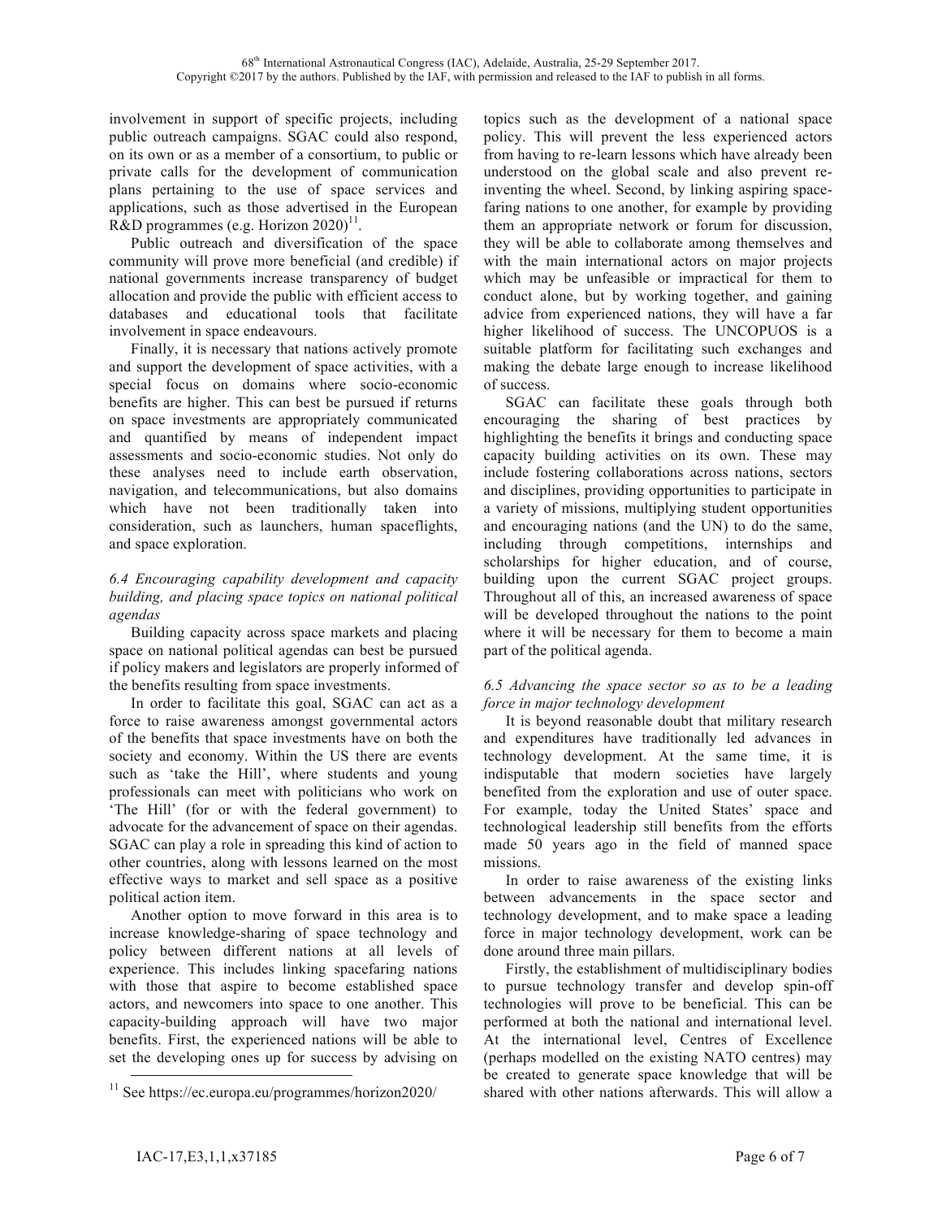involvement in support of specific projects, including public outreach campaigns. SGAC could also respond, on its own or as a member of a consortium, to public or private calls for the development of communication plans pertaining to the use of space services and applications, such as those advertised in the European R&D programmes (e.g. Horizon 2020)[11].

Public outreach and diversification of the space community will prove more beneficial (and credible) if national governments increase transparency of budget allocation and provide the public with efficient access to databases and educational tools that facilitate involvement in space endeavours.

Finally, it is necessary that nations actively promote and support the development of space activities, with a special focus on domains where socio-economic benefits are higher. This can best be pursued if returns on space investments are appropriately communicated and quantified by means of independent impact assessments and socio-economic studies. Not only do these analyses need to include earth observation, navigation, and telecommunications, but also domains which have not been traditionally taken into consideration, such as launchers, human spaceflights, and space exploration.

### *6.4 Encouraging capability development and capacity building, and placing space topics on national political agendas*

Building capacity across space markets and placing space on national political agendas can best be pursued if policy makers and legislators are properly informed of the benefits resulting from space investments.

In order to facilitate this goal, SGAC can act as a force to raise awareness amongst governmental actors of the benefits that space investments have on both the society and economy. Within the US there are events such as 'take the Hill', where students and young professionals can meet with politicians who work on 'The Hill' (for or with the federal government) to advocate for the advancement of space on their agendas. SGAC can play a role in spreading this kind of action to other countries, along with lessons learned on the most effective ways to market and sell space as a positive political action item.

Another option to move forward in this area is to increase knowledge-sharing of space technology and policy between different nations at all levels of experience. This includes linking spacefaring nations with those that aspire to become established space actors, and newcomers into space to one another. This capacity-building approach will have two major benefits. First, the experienced nations will be able to set the developing ones up for success by advising on topics such as the development of a national space policy. This will prevent the less experienced actors from having to re-learn lessons which have already been understood on the global scale and also prevent re-inventing the wheel. Second, by linking aspiring space-faring nations to one another, for example by providing them an appropriate network or forum for discussion, they will be able to collaborate among themselves and with the main international actors on major projects which may be unfeasible or impractical for them to conduct alone, but by working together, and gaining advice from experienced nations, they will have a far higher likelihood of success. The UNCOPUOS is a suitable platform for facilitating such exchanges and making the debate large enough to increase likelihood of success.

SGAC can facilitate these goals through both encouraging the sharing of best practices by highlighting the benefits it brings and conducting space capacity building activities on its own. These may include fostering collaborations across nations, sectors and disciplines, providing opportunities to participate in a variety of missions, multiplying student opportunities and encouraging nations (and the UN) to do the same, including through competitions, internships and scholarships for higher education, and of course, building upon the current SGAC project groups. Throughout all of this, an increased awareness of space will be developed throughout the nations to the point where it will be necessary for them to become a main part of the political agenda.

### *6.5 Advancing the space sector so as to be a leading force in major technology development*

It is beyond reasonable doubt that military research and expenditures have traditionally led advances in technology development. At the same time, it is indisputable that modern societies have largely benefited from the exploration and use of outer space. For example, today the United States' space and technological leadership still benefits from the efforts made 50 years ago in the field of manned space missions.

In order to raise awareness of the existing links between advancements in the space sector and technology development, and to make space a leading force in major technology development, work can be done around three main pillars.

Firstly, the establishment of multidisciplinary bodies to pursue technology transfer and develop spin-off technologies will prove to be beneficial. This can be performed at both the national and international level. At the international level, Centres of Excellence (perhaps modelled on the existing NATO centres) may be created to generate space knowledge that will be shared with other nations afterwards. This will allow a

[11] See https://ec.europa.eu/programmes/horizon2020/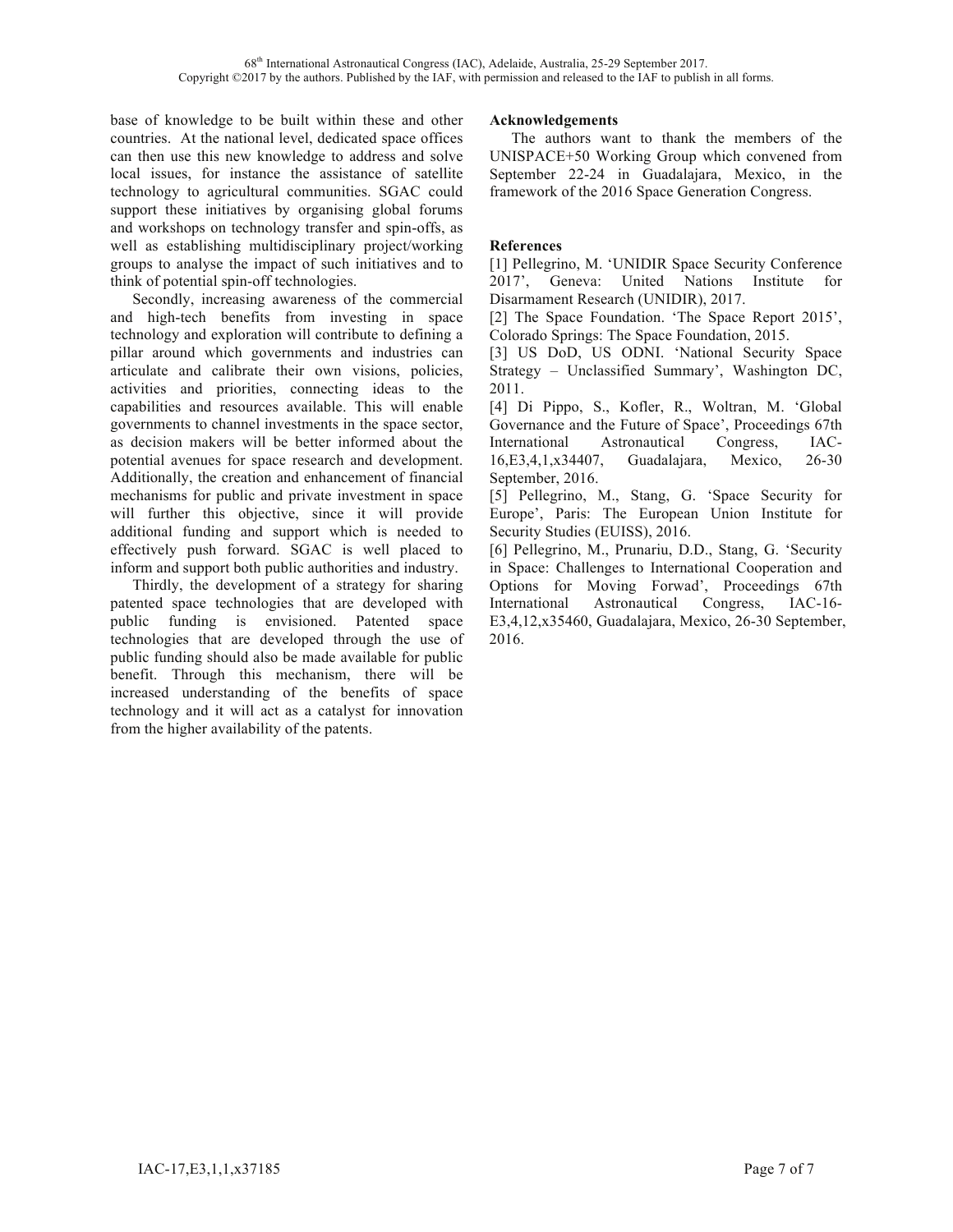base of knowledge to be built within these and other countries. At the national level, dedicated space offices can then use this new knowledge to address and solve local issues, for instance the assistance of satellite technology to agricultural communities. SGAC could support these initiatives by organising global forums and workshops on technology transfer and spin-offs, as well as establishing multidisciplinary project/working groups to analyse the impact of such initiatives and to think of potential spin-off technologies.

Secondly, increasing awareness of the commercial and high-tech benefits from investing in space technology and exploration will contribute to defining a pillar around which governments and industries can articulate and calibrate their own visions, policies, activities and priorities, connecting ideas to the capabilities and resources available. This will enable governments to channel investments in the space sector, as decision makers will be better informed about the potential avenues for space research and development. Additionally, the creation and enhancement of financial mechanisms for public and private investment in space will further this objective, since it will provide additional funding and support which is needed to effectively push forward. SGAC is well placed to inform and support both public authorities and industry.

Thirdly, the development of a strategy for sharing patented space technologies that are developed with public funding is envisioned. Patented space technologies that are developed through the use of public funding should also be made available for public benefit. Through this mechanism, there will be increased understanding of the benefits of space technology and it will act as a catalyst for innovation from the higher availability of the patents.

**Acknowledgements**

The authors want to thank the members of the UNISPACE+50 Working Group which convened from September 22-24 in Guadalajara, Mexico, in the framework of the 2016 Space Generation Congress.

**References**

[1] Pellegrino, M. 'UNIDIR Space Security Conference 2017', Geneva: United Nations Institute for Disarmament Research (UNIDIR), 2017.

[2] The Space Foundation. 'The Space Report 2015', Colorado Springs: The Space Foundation, 2015.

[3] US DoD, US ODNI. 'National Security Space Strategy – Unclassified Summary', Washington DC, 2011.

[4] Di Pippo, S., Kofler, R., Woltran, M. 'Global Governance and the Future of Space', Proceedings 67th International Astronautical Congress, IAC-16,E3,4,1,x34407, Guadalajara, Mexico, 26-30 September, 2016.

[5] Pellegrino, M., Stang, G. 'Space Security for Europe', Paris: The European Union Institute for Security Studies (EUISS), 2016.

[6] Pellegrino, M., Prunariu, D.D., Stang, G. 'Security in Space: Challenges to International Cooperation and Options for Moving Forwad', Proceedings 67th International Astronautical Congress, IAC-16-E3,4,12,x35460, Guadalajara, Mexico, 26-30 September, 2016.